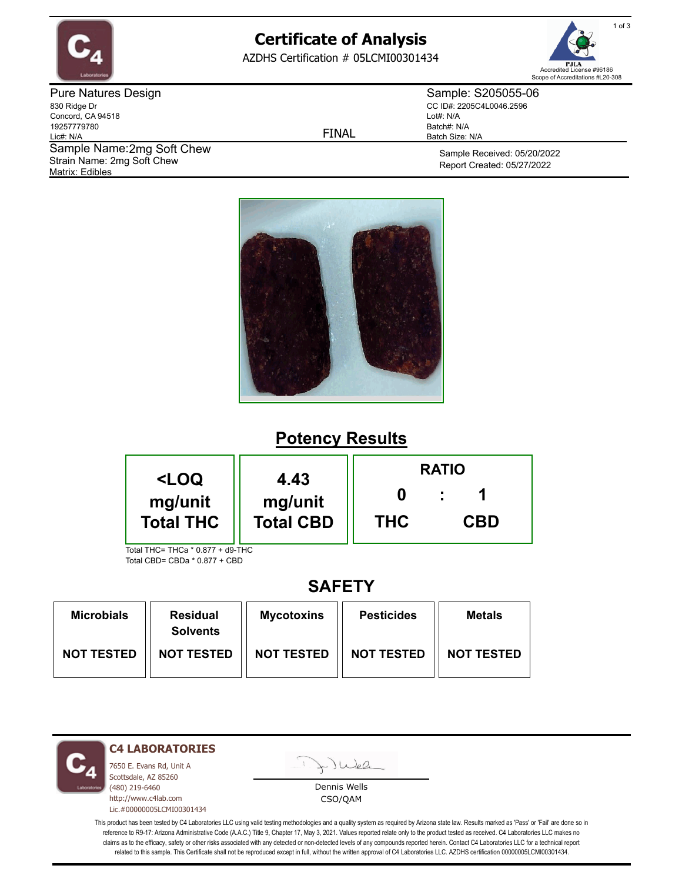# Certificate of Analysis

AZDHS Certification # 05LCMI00301434

PJLA Accredited License #96186
Scope of Accreditations #L20-308

**Pure Natures Design**
830 Ridge Dr
Concord, CA 94518
19257779780
Lic#: N/A

FINAL

**Sample: S205055-06**
CC ID#: 2205C4L0046.2596
Lot#: N/A
Batch#: N/A
Batch Size: N/A

Sample Name: 2mg Soft Chew
Strain Name: 2mg Soft Chew
Matrix: Edibles

Sample Received: 05/20/2022
Report Created: 05/27/2022

## Potency Results

| <LOQ mg/unit Total THC | 4.43 mg/unit Total CBD | RATIO 0 : 1 THC : CBD |
|---|---|---|

Total THC= THCa * 0.877 + d9-THC
Total CBD= CBDa * 0.877 + CBD

## SAFETY

| Microbials | Residual Solvents | Mycotoxins | Pesticides | Metals |
|---|---|---|---|---|
| NOT TESTED | NOT TESTED | NOT TESTED | NOT TESTED | NOT TESTED |

**C4 LABORATORIES**
7650 E. Evans Rd, Unit A
Scottsdale, AZ 85260
(480) 219-6460
http://www.c4lab.com
Lic.#00000005LCMI00301434

Dennis Wells
CSO/QAM

This product has been tested by C4 Laboratories LLC using valid testing methodologies and a quality system as required by Arizona state law. Results marked as 'Pass' or 'Fail' are done so in reference to R9-17: Arizona Administrative Code (A.A.C.) Title 9, Chapter 17, May 3, 2021. Values reported relate only to the product tested as received. C4 Laboratories LLC makes no claims as to the efficacy, safety or other risks associated with any detected or non-detected levels of any compounds reported herein. Contact C4 Laboratories LLC for a technical report related to this sample. This Certificate shall not be reproduced except in full, without the written approval of C4 Laboratories LLC. AZDHS certification 00000005LCMI00301434.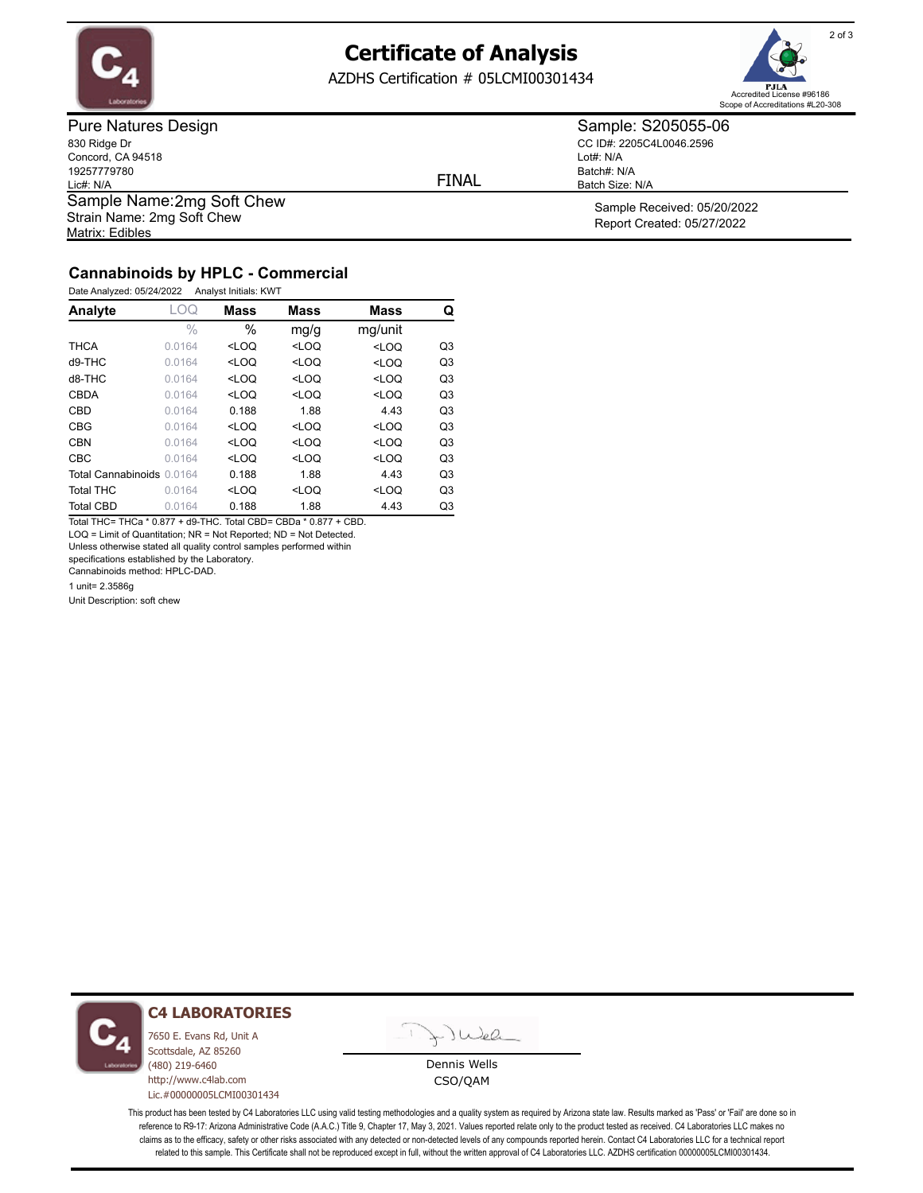# Certificate of Analysis

AZDHS Certification # 05LCMI00301434

Accredited License #96186
Scope of Accreditations #L20-308

**Pure Natures Design**
830 Ridge Dr
Concord, CA 94518
19257779780
Lic#: N/A

**Sample Name:** 2mg Soft Chew
Strain Name: 2mg Soft Chew
Matrix: Edibles

FINAL

**Sample: S205055-06**
CC ID#: 2205C4L0046.2596
Lot#: N/A
Batch#: N/A
Batch Size: N/A

Sample Received: 05/20/2022
Report Created: 05/27/2022

## Cannabinoids by HPLC - Commercial

Date Analyzed: 05/24/2022   Analyst Initials: KWT

| Analyte | LOQ | Mass | Mass | Mass | Q |
|---|---|---|---|---|---|
| | % | % | mg/g | mg/unit | |
| THCA | 0.0164 | <LOQ | <LOQ | <LOQ | Q3 |
| d9-THC | 0.0164 | <LOQ | <LOQ | <LOQ | Q3 |
| d8-THC | 0.0164 | <LOQ | <LOQ | <LOQ | Q3 |
| CBDA | 0.0164 | <LOQ | <LOQ | <LOQ | Q3 |
| CBD | 0.0164 | 0.188 | 1.88 | 4.43 | Q3 |
| CBG | 0.0164 | <LOQ | <LOQ | <LOQ | Q3 |
| CBN | 0.0164 | <LOQ | <LOQ | <LOQ | Q3 |
| CBC | 0.0164 | <LOQ | <LOQ | <LOQ | Q3 |
| Total Cannabinoids | 0.0164 | 0.188 | 1.88 | 4.43 | Q3 |
| Total THC | 0.0164 | <LOQ | <LOQ | <LOQ | Q3 |
| Total CBD | 0.0164 | 0.188 | 1.88 | 4.43 | Q3 |

Total THC= THCa * 0.877 + d9-THC. Total CBD= CBDa * 0.877 + CBD.
LOQ = Limit of Quantitation; NR = Not Reported; ND = Not Detected.
Unless otherwise stated all quality control samples performed within specifications established by the Laboratory.
Cannabinoids method: HPLC-DAD.
1 unit= 2.3586g
Unit Description: soft chew

**C4 LABORATORIES**
7650 E. Evans Rd, Unit A
Scottsdale, AZ 85260
(480) 219-6460
http://www.c4lab.com
Lic.#00000005LCMI00301434

Dennis Wells
CSO/QAM

This product has been tested by C4 Laboratories LLC using valid testing methodologies and a quality system as required by Arizona state law. Results marked as 'Pass' or 'Fail' are done so in reference to R9-17: Arizona Administrative Code (A.A.C.) Title 9, Chapter 17, May 3, 2021. Values reported relate only to the product tested as received. C4 Laboratories LLC makes no claims as to the efficacy, safety or other risks associated with any detected or non-detected levels of any compounds reported herein. Contact C4 Laboratories LLC for a technical report related to this sample. This Certificate shall not be reproduced except in full, without the written approval of C4 Laboratories LLC. AZDHS certification 00000005LCMI00301434.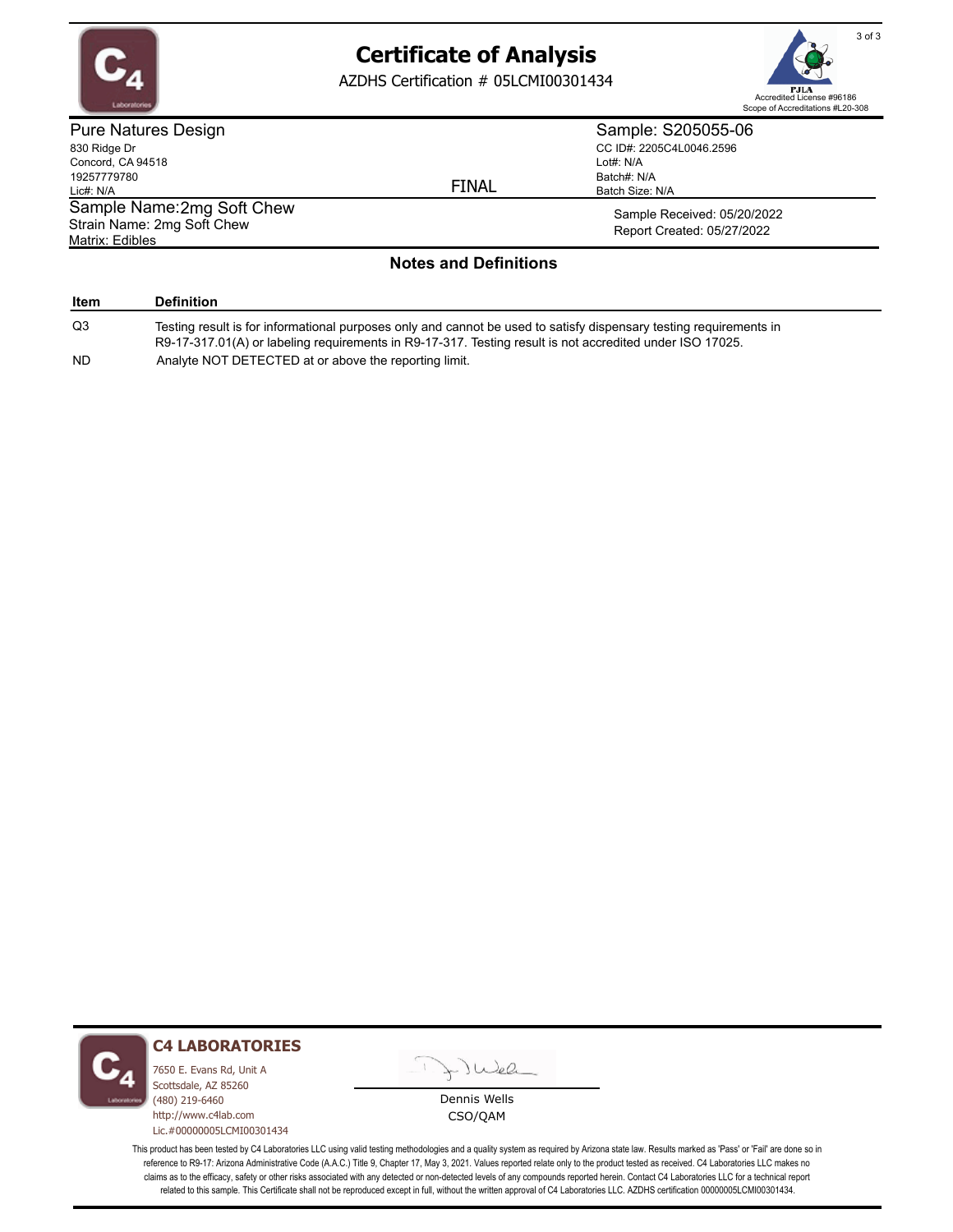# Certificate of Analysis

AZDHS Certification # 05LCMI00301434

PJLA Accredited License #96186
Scope of Accreditations #L20-308

Pure Natures Design
830 Ridge Dr
Concord, CA 94518
19257779780
Lic#: N/A

FINAL

Sample: S205055-06
CC ID#: 2205C4L0046.2596
Lot#: N/A
Batch#: N/A
Batch Size: N/A

Sample Name:2mg Soft Chew
Strain Name: 2mg Soft Chew
Matrix: Edibles

Sample Received: 05/20/2022
Report Created: 05/27/2022

## Notes and Definitions

| Item | Definition |
|---|---|
| Q3 | Testing result is for informational purposes only and cannot be used to satisfy dispensary testing requirements in R9-17-317.01(A) or labeling requirements in R9-17-317. Testing result is not accredited under ISO 17025. |
| ND | Analyte NOT DETECTED at or above the reporting limit. |

**C4 LABORATORIES**
7650 E. Evans Rd, Unit A
Scottsdale, AZ 85260
(480) 219-6460
http://www.c4lab.com
Lic.#00000005LCMI00301434

Dennis Wells
CSO/QAM

This product has been tested by C4 Laboratories LLC using valid testing methodologies and a quality system as required by Arizona state law. Results marked as 'Pass' or 'Fail' are done so in reference to R9-17: Arizona Administrative Code (A.A.C.) Title 9, Chapter 17, May 3, 2021. Values reported relate only to the product tested as received. C4 Laboratories LLC makes no claims as to the efficacy, safety or other risks associated with any detected or non-detected levels of any compounds reported herein. Contact C4 Laboratories LLC for a technical report related to this sample. This Certificate shall not be reproduced except in full, without the written approval of C4 Laboratories LLC. AZDHS certification 00000005LCMI00301434.